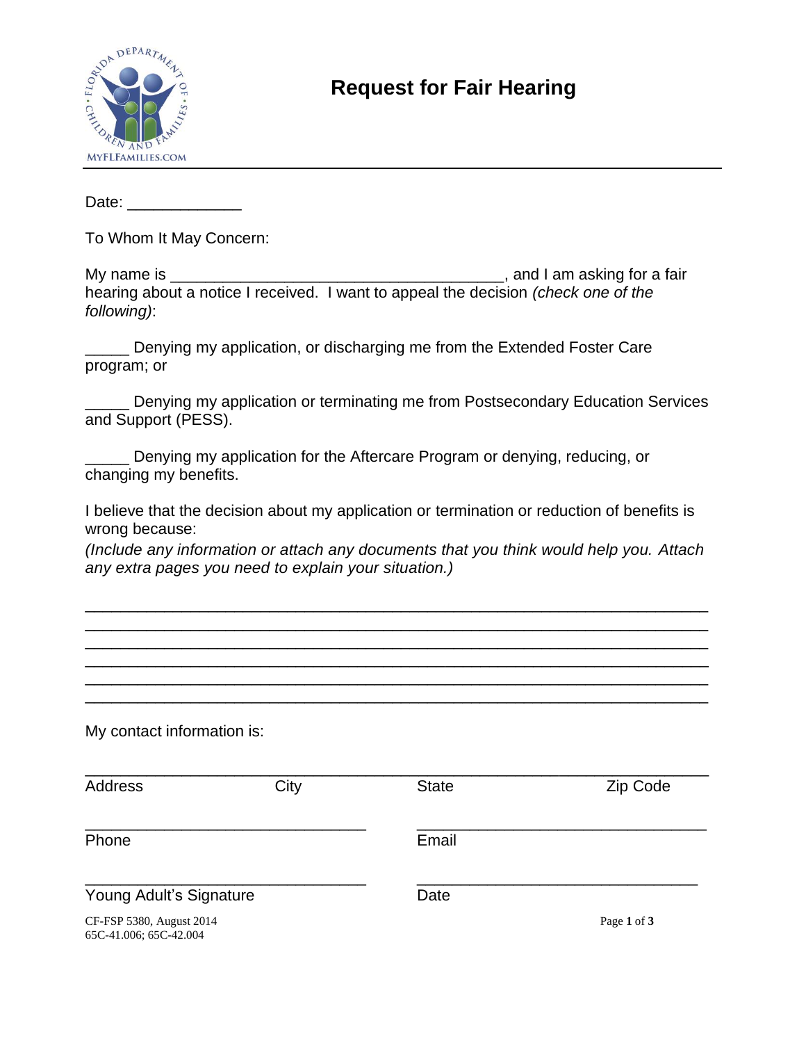# Request for Fair Hearing

Date: _____________

To Whom It May Concern:

My name is ______________________________________, and I am asking for a fair hearing about a notice I received. I want to appeal the decision *(check one of the following)*:

_____ Denying my application, or discharging me from the Extended Foster Care program; or

_____ Denying my application or terminating me from Postsecondary Education Services and Support (PESS).

_____ Denying my application for the Aftercare Program or denying, reducing, or changing my benefits.

I believe that the decision about my application or termination or reduction of benefits is wrong because:
*(Include any information or attach any documents that you think would help you. Attach any extra pages you need to explain your situation.)*

________________________________________________________________________
________________________________________________________________________
________________________________________________________________________
________________________________________________________________________
________________________________________________________________________
________________________________________________________________________

My contact information is:

________________________________________________________________________
Address City State Zip Code

________________________________ ________________________________
Phone Email

________________________________ ________________________________
Young Adult's Signature Date

CF-FSP 5380, August 2014
65C-41.006; 65C-42.004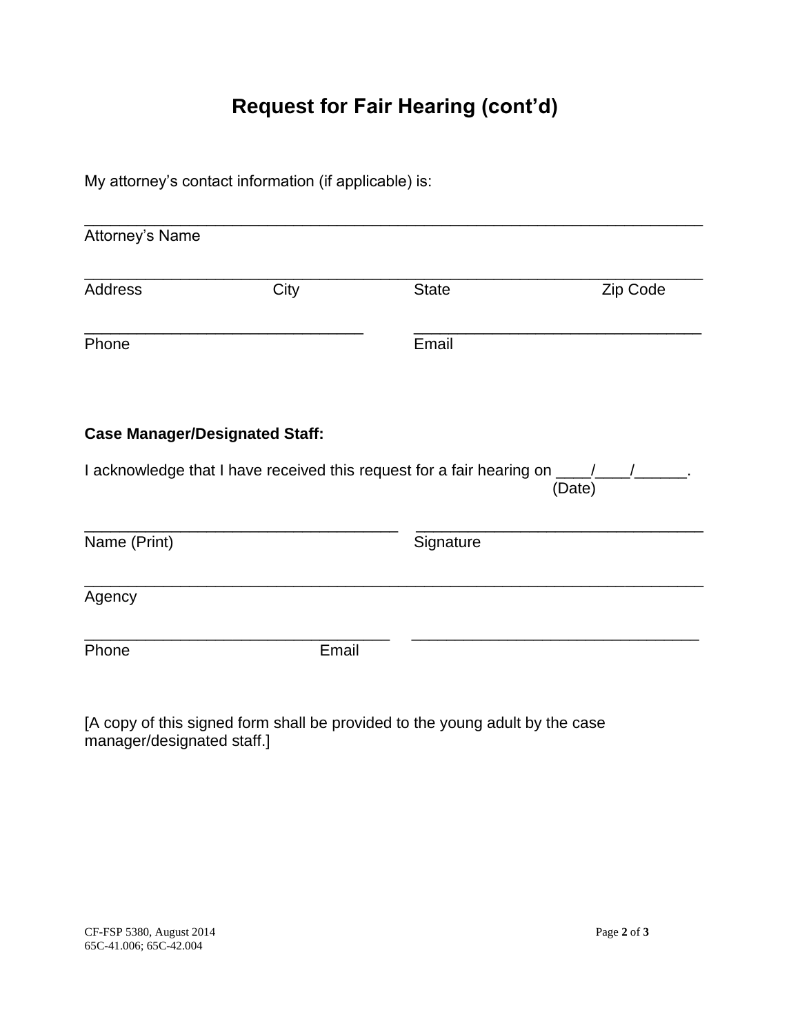# Request for Fair Hearing (cont'd)

My attorney's contact information (if applicable) is:

_______________________________________________________________________
Attorney's Name

_______________________________________________________________________
Address City State Zip Code

________________________________ ________________________________
Phone Email

**Case Manager/Designated Staff:**

I acknowledge that I have received this request for a fair hearing on ____/____/______.
(Date)

________________________________ ________________________________
Name (Print) Signature

_______________________________________________________________________
Agency

________________________________ ________________________________
Phone Email

[A copy of this signed form shall be provided to the young adult by the case manager/designated staff.]

CF-FSP 5380, August 2014
65C-41.006; 65C-42.004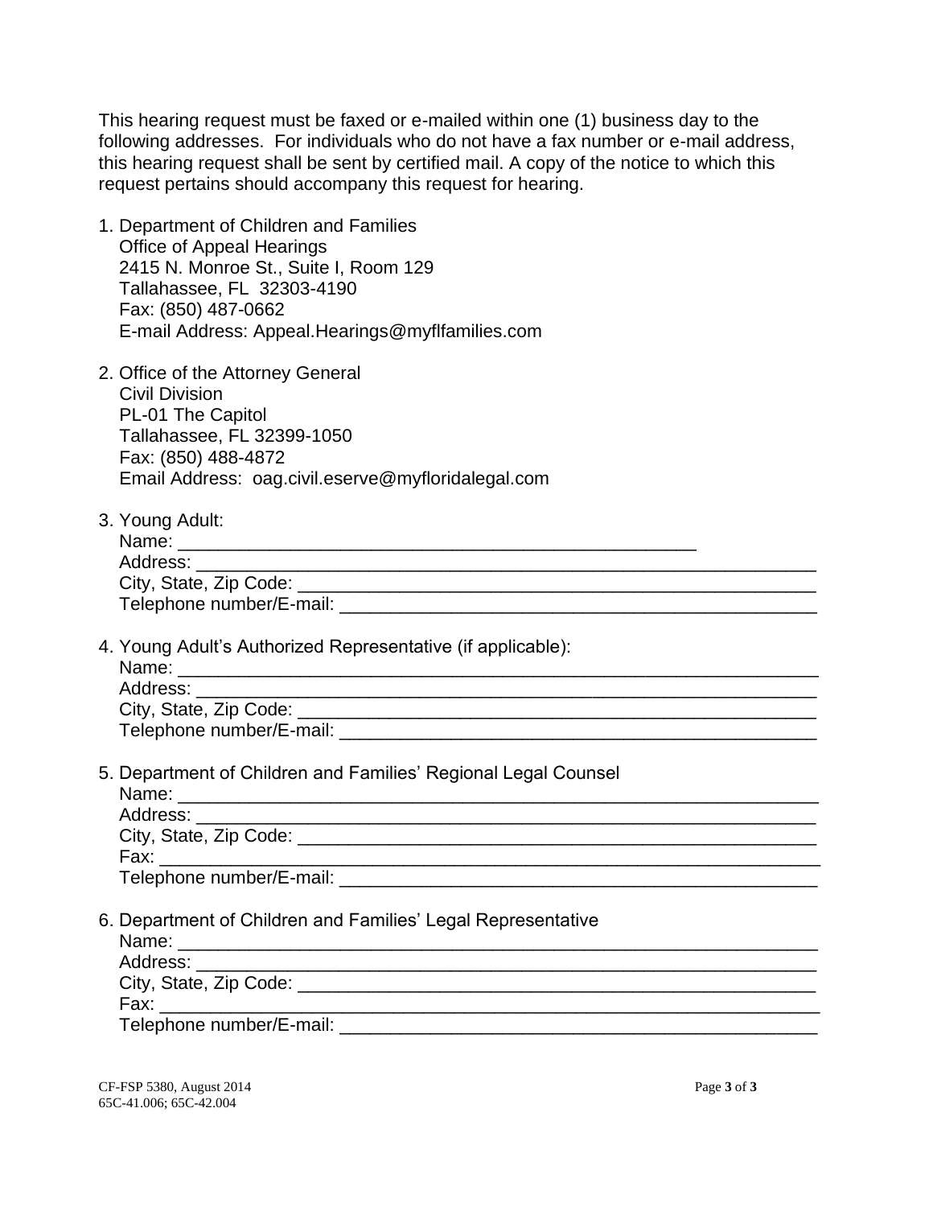This hearing request must be faxed or e-mailed within one (1) business day to the following addresses. For individuals who do not have a fax number or e-mail address, this hearing request shall be sent by certified mail. A copy of the notice to which this request pertains should accompany this request for hearing.

1. Department of Children and Families
   Office of Appeal Hearings
   2415 N. Monroe St., Suite I, Room 129
   Tallahassee, FL 32303-4190
   Fax: (850) 487-0662
   E-mail Address: Appeal.Hearings@myflfamilies.com

2. Office of the Attorney General
   Civil Division
   PL-01 The Capitol
   Tallahassee, FL 32399-1050
   Fax: (850) 488-4872
   Email Address: oag.civil.eserve@myfloridalegal.com

3. Young Adult:
   Name: ____________________________________________________
   Address: ____________________________________________________________
   City, State, Zip Code: ____________________________________________________
   Telephone number/E-mail: _______________________________________________

4. Young Adult's Authorized Representative (if applicable):
   Name: _____________________________________________________________
   Address: ____________________________________________________________
   City, State, Zip Code: ____________________________________________________
   Telephone number/E-mail: _______________________________________________

5. Department of Children and Families' Regional Legal Counsel
   Name: _____________________________________________________________
   Address: ____________________________________________________________
   City, State, Zip Code: ____________________________________________________
   Fax: _______________________________________________________________
   Telephone number/E-mail: _______________________________________________

6. Department of Children and Families' Legal Representative
   Name: _____________________________________________________________
   Address: ____________________________________________________________
   City, State, Zip Code: ____________________________________________________
   Fax: _______________________________________________________________
   Telephone number/E-mail: _______________________________________________

CF-FSP 5380, August 2014
65C-41.006; 65C-42.004